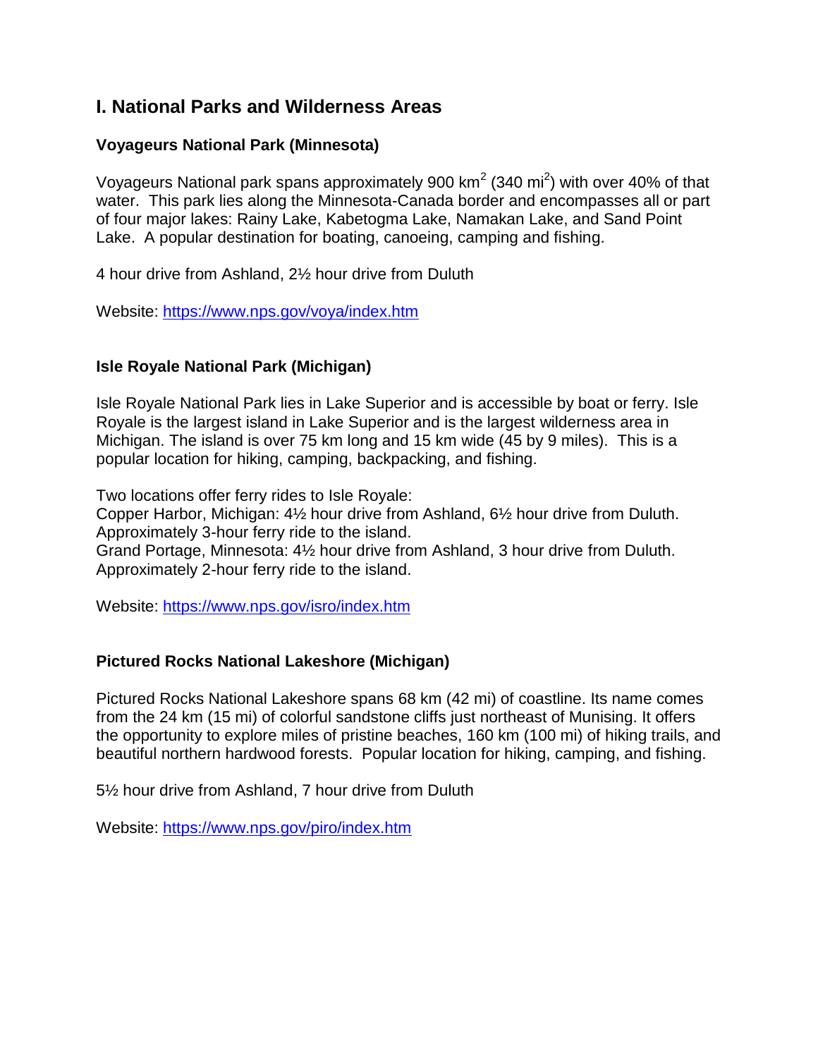## I. National Parks and Wilderness Areas

### Voyageurs National Park (Minnesota)

Voyageurs National park spans approximately 900 $km^2$ (340 $mi^2$) with over 40% of that water. This park lies along the Minnesota-Canada border and encompasses all or part of four major lakes: Rainy Lake, Kabetogma Lake, Namakan Lake, and Sand Point Lake. A popular destination for boating, canoeing, camping and fishing.

4 hour drive from Ashland, 2½ hour drive from Duluth

Website: https://www.nps.gov/voya/index.htm

### Isle Royale National Park (Michigan)

Isle Royale National Park lies in Lake Superior and is accessible by boat or ferry. Isle Royale is the largest island in Lake Superior and is the largest wilderness area in Michigan. The island is over 75 km long and 15 km wide (45 by 9 miles). This is a popular location for hiking, camping, backpacking, and fishing.

Two locations offer ferry rides to Isle Royale:
Copper Harbor, Michigan: 4½ hour drive from Ashland, 6½ hour drive from Duluth. Approximately 3-hour ferry ride to the island.
Grand Portage, Minnesota: 4½ hour drive from Ashland, 3 hour drive from Duluth. Approximately 2-hour ferry ride to the island.

Website: https://www.nps.gov/isro/index.htm

### Pictured Rocks National Lakeshore (Michigan)

Pictured Rocks National Lakeshore spans 68 km (42 mi) of coastline. Its name comes from the 24 km (15 mi) of colorful sandstone cliffs just northeast of Munising. It offers the opportunity to explore miles of pristine beaches, 160 km (100 mi) of hiking trails, and beautiful northern hardwood forests. Popular location for hiking, camping, and fishing.

5½ hour drive from Ashland, 7 hour drive from Duluth

Website: https://www.nps.gov/piro/index.htm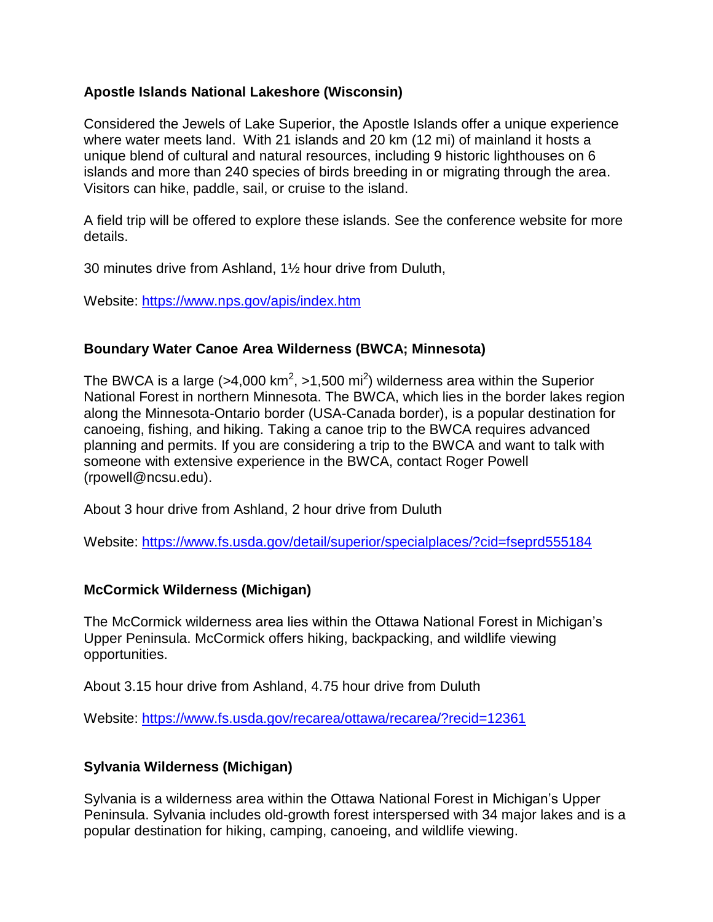**Apostle Islands National Lakeshore (Wisconsin)**

Considered the Jewels of Lake Superior, the Apostle Islands offer a unique experience where water meets land. With 21 islands and 20 km (12 mi) of mainland it hosts a unique blend of cultural and natural resources, including 9 historic lighthouses on 6 islands and more than 240 species of birds breeding in or migrating through the area. Visitors can hike, paddle, sail, or cruise to the island.

A field trip will be offered to explore these islands. See the conference website for more details.

30 minutes drive from Ashland, 1½ hour drive from Duluth,

Website: https://www.nps.gov/apis/index.htm

**Boundary Water Canoe Area Wilderness (BWCA; Minnesota)**

The BWCA is a large (>4,000 km$^2$, >1,500 mi$^2$) wilderness area within the Superior National Forest in northern Minnesota. The BWCA, which lies in the border lakes region along the Minnesota-Ontario border (USA-Canada border), is a popular destination for canoeing, fishing, and hiking. Taking a canoe trip to the BWCA requires advanced planning and permits. If you are considering a trip to the BWCA and want to talk with someone with extensive experience in the BWCA, contact Roger Powell (rpowell@ncsu.edu).

About 3 hour drive from Ashland, 2 hour drive from Duluth

Website: https://www.fs.usda.gov/detail/superior/specialplaces/?cid=fseprd555184

**McCormick Wilderness (Michigan)**

The McCormick wilderness area lies within the Ottawa National Forest in Michigan's Upper Peninsula. McCormick offers hiking, backpacking, and wildlife viewing opportunities.

About 3.15 hour drive from Ashland, 4.75 hour drive from Duluth

Website: https://www.fs.usda.gov/recarea/ottawa/recarea/?recid=12361

**Sylvania Wilderness (Michigan)**

Sylvania is a wilderness area within the Ottawa National Forest in Michigan's Upper Peninsula. Sylvania includes old-growth forest interspersed with 34 major lakes and is a popular destination for hiking, camping, canoeing, and wildlife viewing.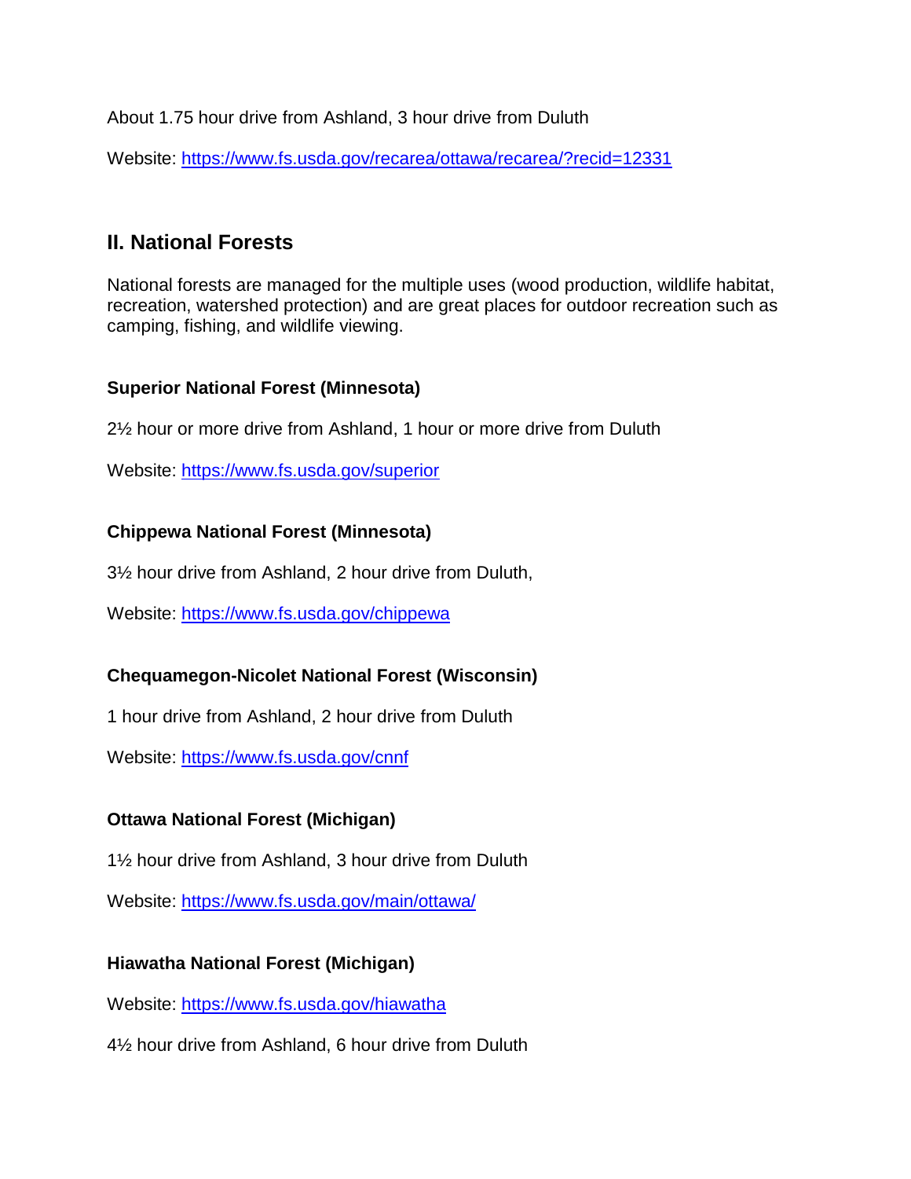About 1.75 hour drive from Ashland, 3 hour drive from Duluth

Website: https://www.fs.usda.gov/recarea/ottawa/recarea/?recid=12331

## II. National Forests

National forests are managed for the multiple uses (wood production, wildlife habitat, recreation, watershed protection) and are great places for outdoor recreation such as camping, fishing, and wildlife viewing.

#### Superior National Forest (Minnesota)

2½ hour or more drive from Ashland, 1 hour or more drive from Duluth

Website: https://www.fs.usda.gov/superior

#### Chippewa National Forest (Minnesota)

3½ hour drive from Ashland, 2 hour drive from Duluth,

Website: https://www.fs.usda.gov/chippewa

#### Chequamegon-Nicolet National Forest (Wisconsin)

1 hour drive from Ashland, 2 hour drive from Duluth

Website: https://www.fs.usda.gov/cnnf

#### Ottawa National Forest (Michigan)

1½ hour drive from Ashland, 3 hour drive from Duluth

Website: https://www.fs.usda.gov/main/ottawa/

#### Hiawatha National Forest (Michigan)

Website: https://www.fs.usda.gov/hiawatha

4½ hour drive from Ashland, 6 hour drive from Duluth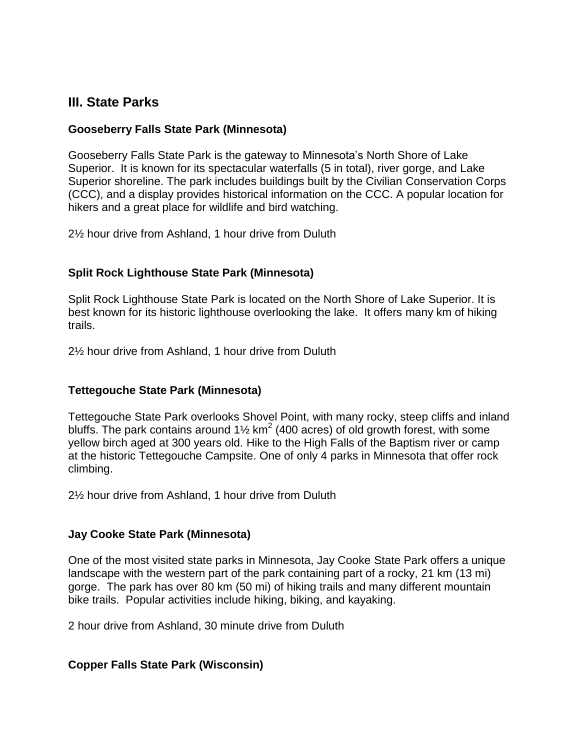## III. State Parks

### Gooseberry Falls State Park (Minnesota)

Gooseberry Falls State Park is the gateway to Minnesota's North Shore of Lake Superior. It is known for its spectacular waterfalls (5 in total), river gorge, and Lake Superior shoreline. The park includes buildings built by the Civilian Conservation Corps (CCC), and a display provides historical information on the CCC. A popular location for hikers and a great place for wildlife and bird watching.

2½ hour drive from Ashland, 1 hour drive from Duluth

### Split Rock Lighthouse State Park (Minnesota)

Split Rock Lighthouse State Park is located on the North Shore of Lake Superior. It is best known for its historic lighthouse overlooking the lake. It offers many km of hiking trails.

2½ hour drive from Ashland, 1 hour drive from Duluth

### Tettegouche State Park (Minnesota)

Tettegouche State Park overlooks Shovel Point, with many rocky, steep cliffs and inland bluffs. The park contains around 1½ $km^2$ (400 acres) of old growth forest, with some yellow birch aged at 300 years old. Hike to the High Falls of the Baptism river or camp at the historic Tettegouche Campsite. One of only 4 parks in Minnesota that offer rock climbing.

2½ hour drive from Ashland, 1 hour drive from Duluth

### Jay Cooke State Park (Minnesota)

One of the most visited state parks in Minnesota, Jay Cooke State Park offers a unique landscape with the western part of the park containing part of a rocky, 21 km (13 mi) gorge. The park has over 80 km (50 mi) of hiking trails and many different mountain bike trails. Popular activities include hiking, biking, and kayaking.

2 hour drive from Ashland, 30 minute drive from Duluth

### Copper Falls State Park (Wisconsin)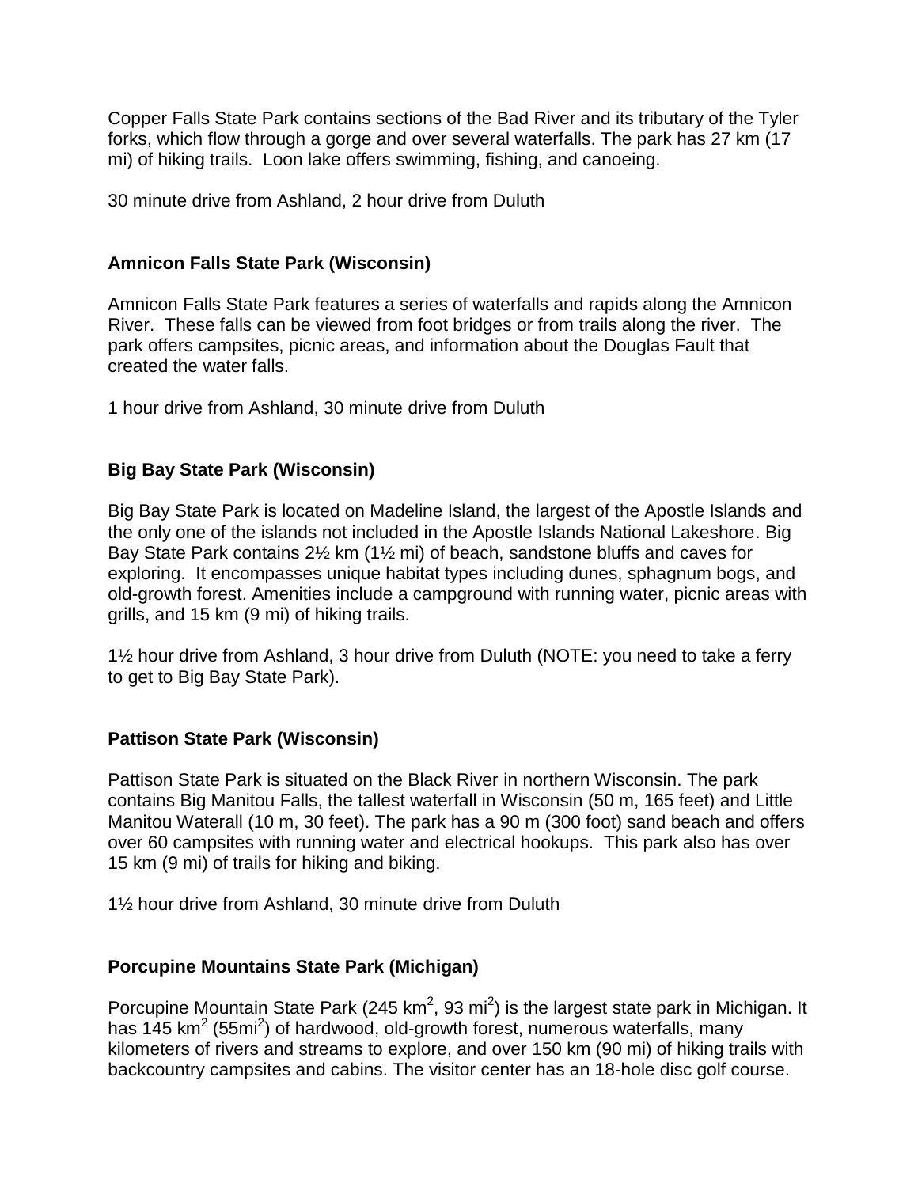Copper Falls State Park contains sections of the Bad River and its tributary of the Tyler forks, which flow through a gorge and over several waterfalls. The park has 27 km (17 mi) of hiking trails. Loon lake offers swimming, fishing, and canoeing.

30 minute drive from Ashland, 2 hour drive from Duluth

**Amnicon Falls State Park (Wisconsin)**

Amnicon Falls State Park features a series of waterfalls and rapids along the Amnicon River. These falls can be viewed from foot bridges or from trails along the river. The park offers campsites, picnic areas, and information about the Douglas Fault that created the water falls.

1 hour drive from Ashland, 30 minute drive from Duluth

**Big Bay State Park (Wisconsin)**

Big Bay State Park is located on Madeline Island, the largest of the Apostle Islands and the only one of the islands not included in the Apostle Islands National Lakeshore. Big Bay State Park contains 2½ km (1½ mi) of beach, sandstone bluffs and caves for exploring. It encompasses unique habitat types including dunes, sphagnum bogs, and old-growth forest. Amenities include a campground with running water, picnic areas with grills, and 15 km (9 mi) of hiking trails.

1½ hour drive from Ashland, 3 hour drive from Duluth (NOTE: you need to take a ferry to get to Big Bay State Park).

**Pattison State Park (Wisconsin)**

Pattison State Park is situated on the Black River in northern Wisconsin. The park contains Big Manitou Falls, the tallest waterfall in Wisconsin (50 m, 165 feet) and Little Manitou Waterall (10 m, 30 feet). The park has a 90 m (300 foot) sand beach and offers over 60 campsites with running water and electrical hookups. This park also has over 15 km (9 mi) of trails for hiking and biking.

1½ hour drive from Ashland, 30 minute drive from Duluth

**Porcupine Mountains State Park (Michigan)**

Porcupine Mountain State Park (245 $km^2$, 93 $mi^2$) is the largest state park in Michigan. It has 145 $km^2$ (55$mi^2$) of hardwood, old-growth forest, numerous waterfalls, many kilometers of rivers and streams to explore, and over 150 km (90 mi) of hiking trails with backcountry campsites and cabins. The visitor center has an 18-hole disc golf course.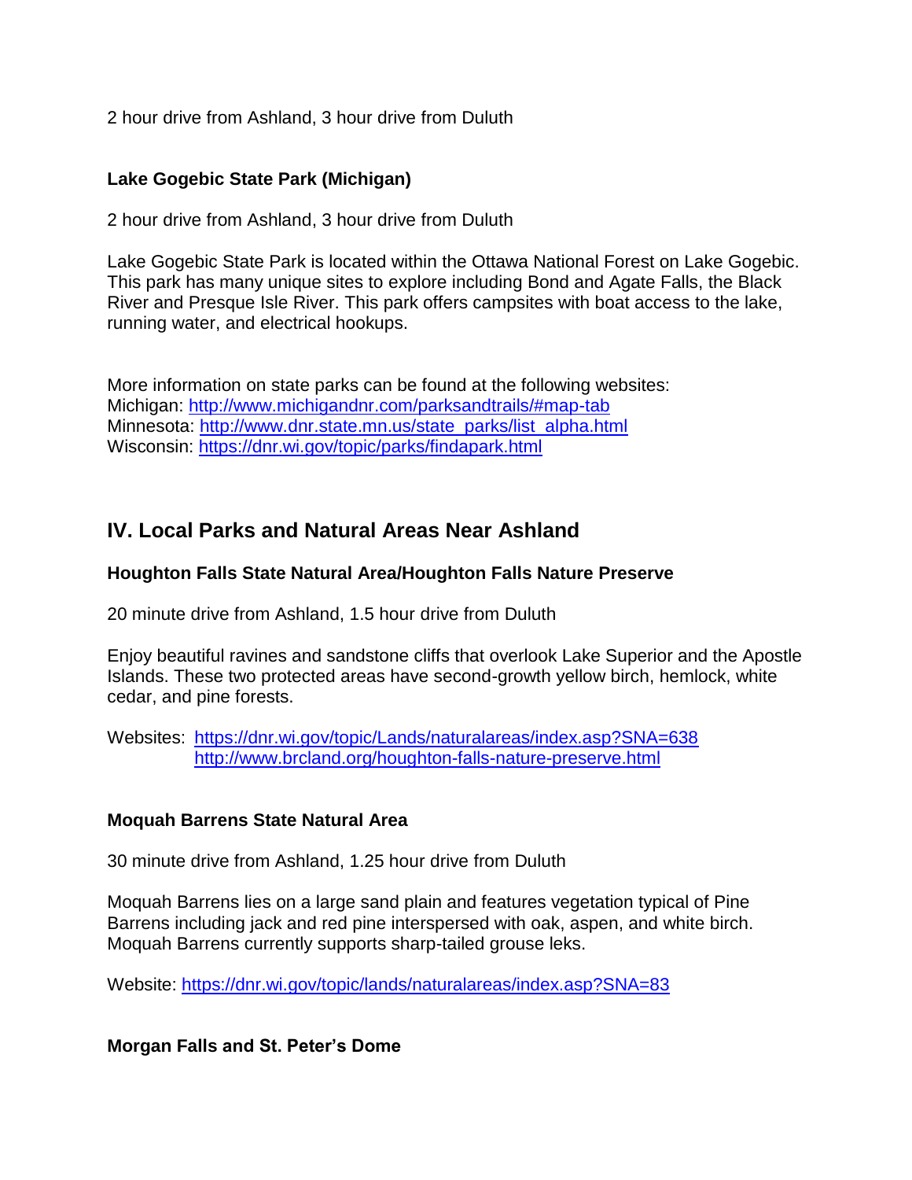2 hour drive from Ashland, 3 hour drive from Duluth

### Lake Gogebic State Park (Michigan)

2 hour drive from Ashland, 3 hour drive from Duluth

Lake Gogebic State Park is located within the Ottawa National Forest on Lake Gogebic. This park has many unique sites to explore including Bond and Agate Falls, the Black River and Presque Isle River. This park offers campsites with boat access to the lake, running water, and electrical hookups.

More information on state parks can be found at the following websites:
Michigan: http://www.michigandnr.com/parksandtrails/#map-tab
Minnesota: http://www.dnr.state.mn.us/state_parks/list_alpha.html
Wisconsin: https://dnr.wi.gov/topic/parks/findapark.html

## IV. Local Parks and Natural Areas Near Ashland

### Houghton Falls State Natural Area/Houghton Falls Nature Preserve

20 minute drive from Ashland, 1.5 hour drive from Duluth

Enjoy beautiful ravines and sandstone cliffs that overlook Lake Superior and the Apostle Islands. These two protected areas have second-growth yellow birch, hemlock, white cedar, and pine forests.

Websites: https://dnr.wi.gov/topic/Lands/naturalareas/index.asp?SNA=638
http://www.brcland.org/houghton-falls-nature-preserve.html

### Moquah Barrens State Natural Area

30 minute drive from Ashland, 1.25 hour drive from Duluth

Moquah Barrens lies on a large sand plain and features vegetation typical of Pine Barrens including jack and red pine interspersed with oak, aspen, and white birch. Moquah Barrens currently supports sharp-tailed grouse leks.

Website: https://dnr.wi.gov/topic/lands/naturalareas/index.asp?SNA=83

### Morgan Falls and St. Peter's Dome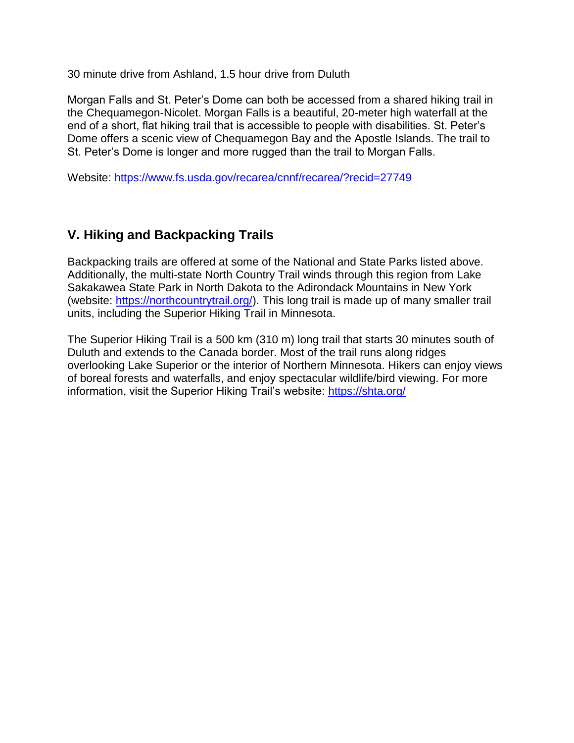30 minute drive from Ashland, 1.5 hour drive from Duluth

Morgan Falls and St. Peter's Dome can both be accessed from a shared hiking trail in the Chequamegon-Nicolet. Morgan Falls is a beautiful, 20-meter high waterfall at the end of a short, flat hiking trail that is accessible to people with disabilities. St. Peter's Dome offers a scenic view of Chequamegon Bay and the Apostle Islands. The trail to St. Peter's Dome is longer and more rugged than the trail to Morgan Falls.

Website: https://www.fs.usda.gov/recarea/cnnf/recarea/?recid=27749

## V. Hiking and Backpacking Trails

Backpacking trails are offered at some of the National and State Parks listed above. Additionally, the multi-state North Country Trail winds through this region from Lake Sakakawea State Park in North Dakota to the Adirondack Mountains in New York (website: https://northcountrytrail.org/). This long trail is made up of many smaller trail units, including the Superior Hiking Trail in Minnesota.

The Superior Hiking Trail is a 500 km (310 m) long trail that starts 30 minutes south of Duluth and extends to the Canada border. Most of the trail runs along ridges overlooking Lake Superior or the interior of Northern Minnesota. Hikers can enjoy views of boreal forests and waterfalls, and enjoy spectacular wildlife/bird viewing. For more information, visit the Superior Hiking Trail's website: https://shta.org/